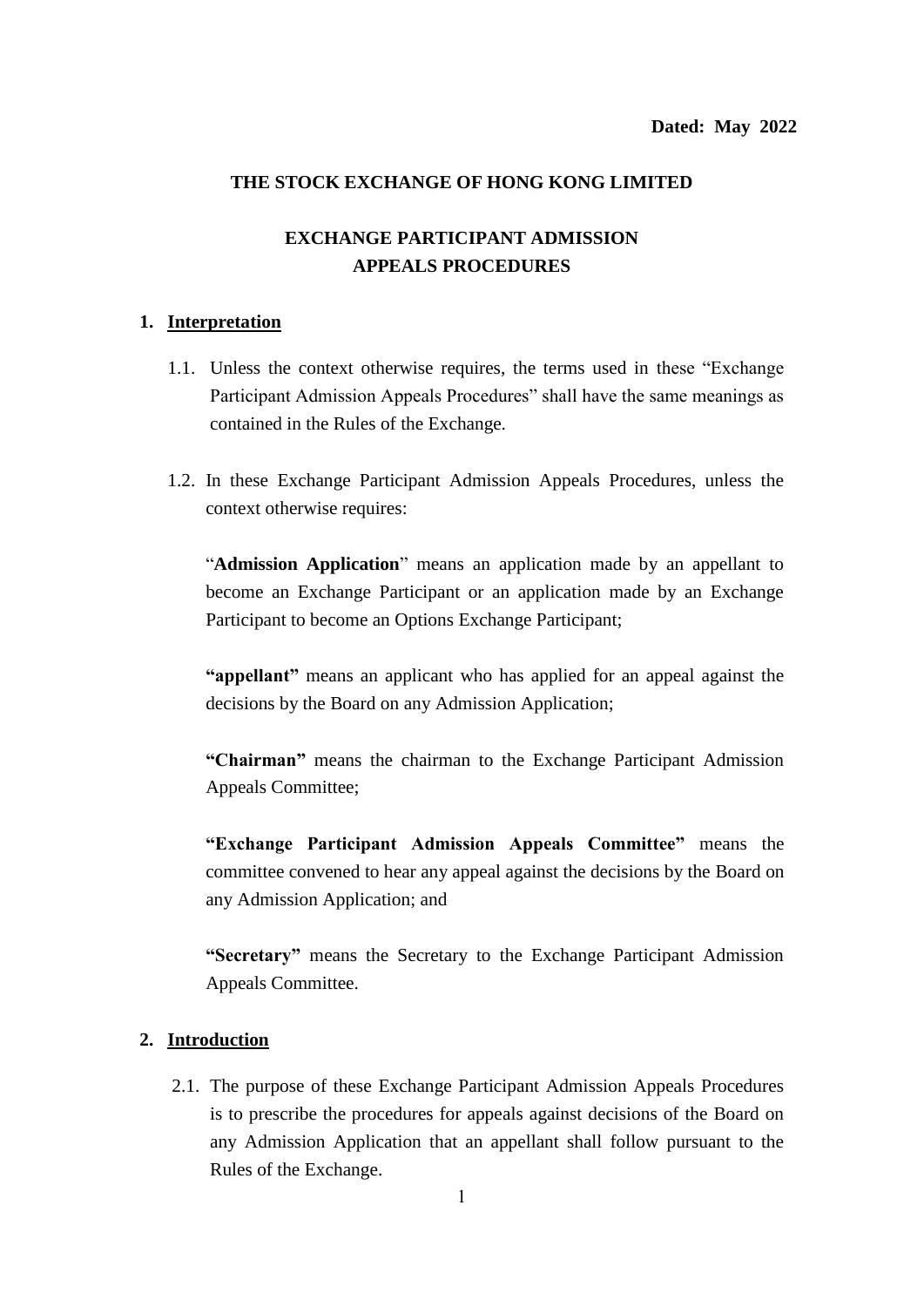**Dated: May 2022**

**THE STOCK EXCHANGE OF HONG KONG LIMITED**

# EXCHANGE PARTICIPANT ADMISSION APPEALS PROCEDURES

## 1. Interpretation

1.1. Unless the context otherwise requires, the terms used in these "Exchange Participant Admission Appeals Procedures" shall have the same meanings as contained in the Rules of the Exchange.

1.2. In these Exchange Participant Admission Appeals Procedures, unless the context otherwise requires:

"**Admission Application**" means an application made by an appellant to become an Exchange Participant or an application made by an Exchange Participant to become an Options Exchange Participant;

**"appellant"** means an applicant who has applied for an appeal against the decisions by the Board on any Admission Application;

**"Chairman"** means the chairman to the Exchange Participant Admission Appeals Committee;

**"Exchange Participant Admission Appeals Committee"** means the committee convened to hear any appeal against the decisions by the Board on any Admission Application; and

**"Secretary"** means the Secretary to the Exchange Participant Admission Appeals Committee.

## 2. Introduction

2.1. The purpose of these Exchange Participant Admission Appeals Procedures is to prescribe the procedures for appeals against decisions of the Board on any Admission Application that an appellant shall follow pursuant to the Rules of the Exchange.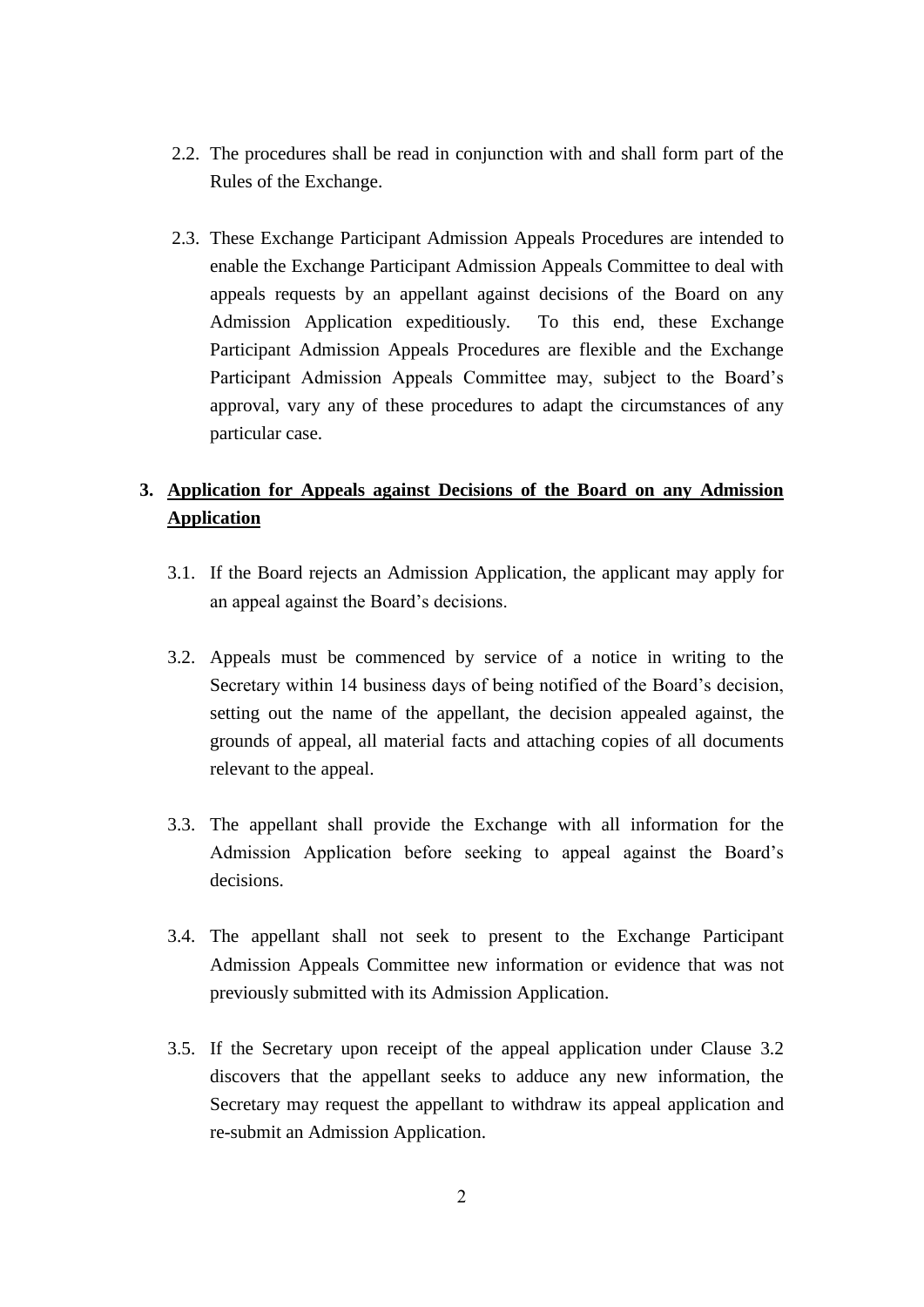2.2. The procedures shall be read in conjunction with and shall form part of the Rules of the Exchange.

2.3. These Exchange Participant Admission Appeals Procedures are intended to enable the Exchange Participant Admission Appeals Committee to deal with appeals requests by an appellant against decisions of the Board on any Admission Application expeditiously. To this end, these Exchange Participant Admission Appeals Procedures are flexible and the Exchange Participant Admission Appeals Committee may, subject to the Board's approval, vary any of these procedures to adapt the circumstances of any particular case.

## 3. <u>Application for Appeals against Decisions of the Board on any Admission Application</u>

3.1. If the Board rejects an Admission Application, the applicant may apply for an appeal against the Board's decisions.

3.2. Appeals must be commenced by service of a notice in writing to the Secretary within 14 business days of being notified of the Board's decision, setting out the name of the appellant, the decision appealed against, the grounds of appeal, all material facts and attaching copies of all documents relevant to the appeal.

3.3. The appellant shall provide the Exchange with all information for the Admission Application before seeking to appeal against the Board's decisions.

3.4. The appellant shall not seek to present to the Exchange Participant Admission Appeals Committee new information or evidence that was not previously submitted with its Admission Application.

3.5. If the Secretary upon receipt of the appeal application under Clause 3.2 discovers that the appellant seeks to adduce any new information, the Secretary may request the appellant to withdraw its appeal application and re-submit an Admission Application.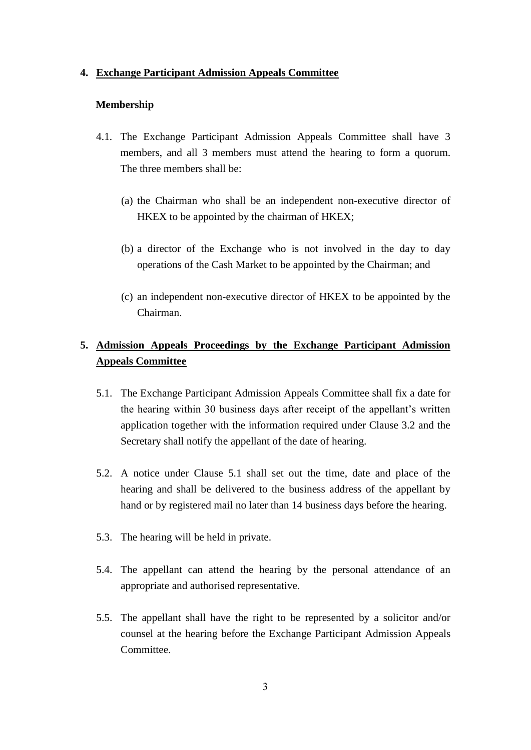## 4. Exchange Participant Admission Appeals Committee

**Membership**

4.1. The Exchange Participant Admission Appeals Committee shall have 3 members, and all 3 members must attend the hearing to form a quorum. The three members shall be:

(a) the Chairman who shall be an independent non-executive director of HKEX to be appointed by the chairman of HKEX;

(b) a director of the Exchange who is not involved in the day to day operations of the Cash Market to be appointed by the Chairman; and

(c) an independent non-executive director of HKEX to be appointed by the Chairman.

## 5. Admission Appeals Proceedings by the Exchange Participant Admission Appeals Committee

5.1. The Exchange Participant Admission Appeals Committee shall fix a date for the hearing within 30 business days after receipt of the appellant's written application together with the information required under Clause 3.2 and the Secretary shall notify the appellant of the date of hearing.

5.2. A notice under Clause 5.1 shall set out the time, date and place of the hearing and shall be delivered to the business address of the appellant by hand or by registered mail no later than 14 business days before the hearing.

5.3. The hearing will be held in private.

5.4. The appellant can attend the hearing by the personal attendance of an appropriate and authorised representative.

5.5. The appellant shall have the right to be represented by a solicitor and/or counsel at the hearing before the Exchange Participant Admission Appeals Committee.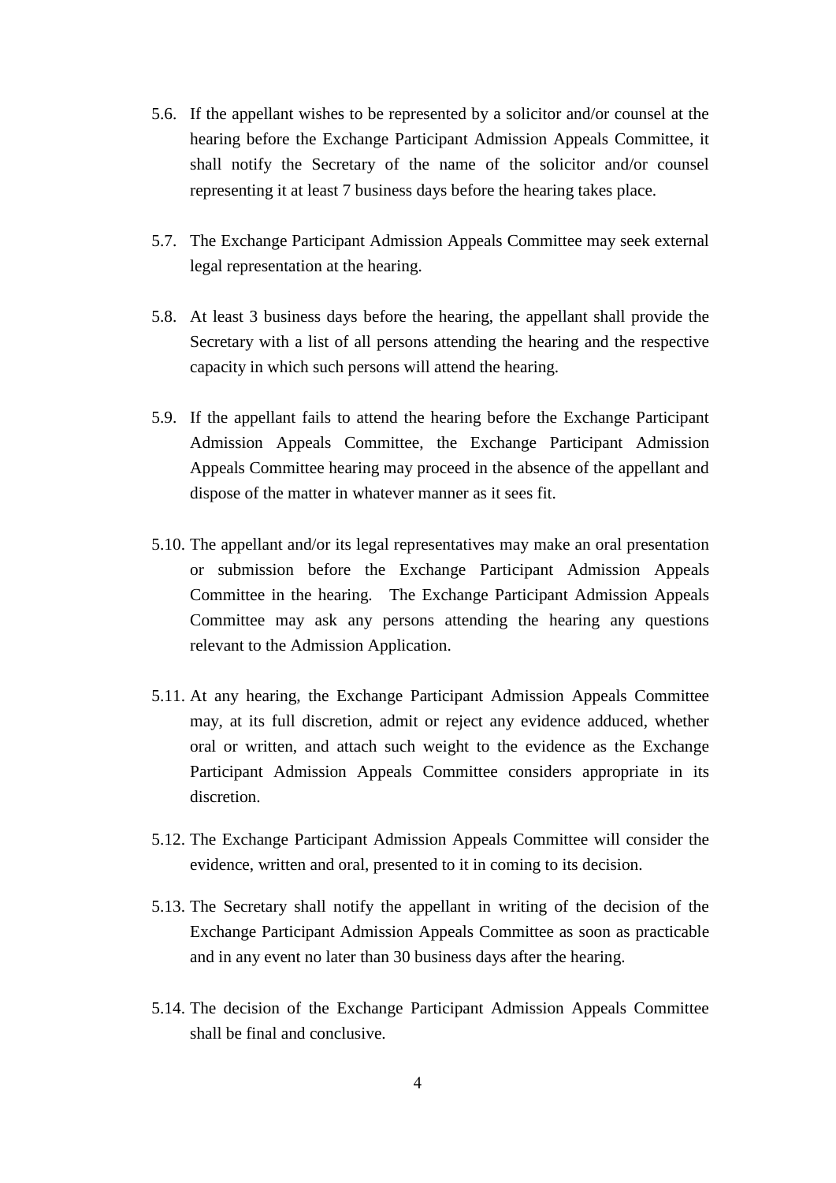5.6. If the appellant wishes to be represented by a solicitor and/or counsel at the hearing before the Exchange Participant Admission Appeals Committee, it shall notify the Secretary of the name of the solicitor and/or counsel representing it at least 7 business days before the hearing takes place.

5.7. The Exchange Participant Admission Appeals Committee may seek external legal representation at the hearing.

5.8. At least 3 business days before the hearing, the appellant shall provide the Secretary with a list of all persons attending the hearing and the respective capacity in which such persons will attend the hearing.

5.9. If the appellant fails to attend the hearing before the Exchange Participant Admission Appeals Committee, the Exchange Participant Admission Appeals Committee hearing may proceed in the absence of the appellant and dispose of the matter in whatever manner as it sees fit.

5.10. The appellant and/or its legal representatives may make an oral presentation or submission before the Exchange Participant Admission Appeals Committee in the hearing. The Exchange Participant Admission Appeals Committee may ask any persons attending the hearing any questions relevant to the Admission Application.

5.11. At any hearing, the Exchange Participant Admission Appeals Committee may, at its full discretion, admit or reject any evidence adduced, whether oral or written, and attach such weight to the evidence as the Exchange Participant Admission Appeals Committee considers appropriate in its discretion.

5.12. The Exchange Participant Admission Appeals Committee will consider the evidence, written and oral, presented to it in coming to its decision.

5.13. The Secretary shall notify the appellant in writing of the decision of the Exchange Participant Admission Appeals Committee as soon as practicable and in any event no later than 30 business days after the hearing.

5.14. The decision of the Exchange Participant Admission Appeals Committee shall be final and conclusive.